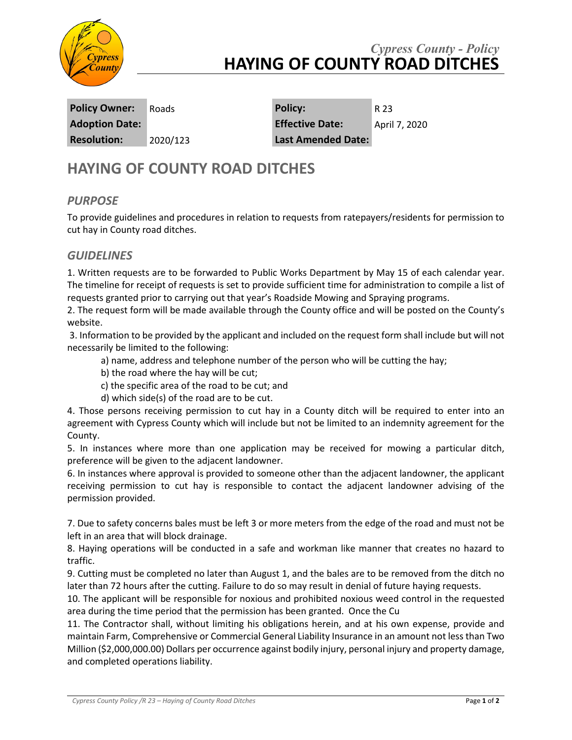*Cypress County - Policy*

# HAYING OF COUNTY ROAD DITCHES

| Policy Owner: | Roads | Policy: | R 23 |
| --- | --- | --- | --- |
| Adoption Date: | | Effective Date: | April 7, 2020 |
| Resolution: | 2020/123 | Last Amended Date: | |

## HAYING OF COUNTY ROAD DITCHES

### *PURPOSE*

To provide guidelines and procedures in relation to requests from ratepayers/residents for permission to cut hay in County road ditches.

### *GUIDELINES*

1. Written requests are to be forwarded to Public Works Department by May 15 of each calendar year. The timeline for receipt of requests is set to provide sufficient time for administration to compile a list of requests granted prior to carrying out that year's Roadside Mowing and Spraying programs.
2. The request form will be made available through the County office and will be posted on the County's website.
3. Information to be provided by the applicant and included on the request form shall include but will not necessarily be limited to the following:
   a) name, address and telephone number of the person who will be cutting the hay;
   b) the road where the hay will be cut;
   c) the specific area of the road to be cut; and
   d) which side(s) of the road are to be cut.
4. Those persons receiving permission to cut hay in a County ditch will be required to enter into an agreement with Cypress County which will include but not be limited to an indemnity agreement for the County.
5. In instances where more than one application may be received for mowing a particular ditch, preference will be given to the adjacent landowner.
6. In instances where approval is provided to someone other than the adjacent landowner, the applicant receiving permission to cut hay is responsible to contact the adjacent landowner advising of the permission provided.

7. Due to safety concerns bales must be left 3 or more meters from the edge of the road and must not be left in an area that will block drainage.
8. Haying operations will be conducted in a safe and workman like manner that creates no hazard to traffic.
9. Cutting must be completed no later than August 1, and the bales are to be removed from the ditch no later than 72 hours after the cutting. Failure to do so may result in denial of future haying requests.
10. The applicant will be responsible for noxious and prohibited noxious weed control in the requested area during the time period that the permission has been granted. Once the Cu
11. The Contractor shall, without limiting his obligations herein, and at his own expense, provide and maintain Farm, Comprehensive or Commercial General Liability Insurance in an amount not less than Two Million ($2,000,000.00) Dollars per occurrence against bodily injury, personal injury and property damage, and completed operations liability.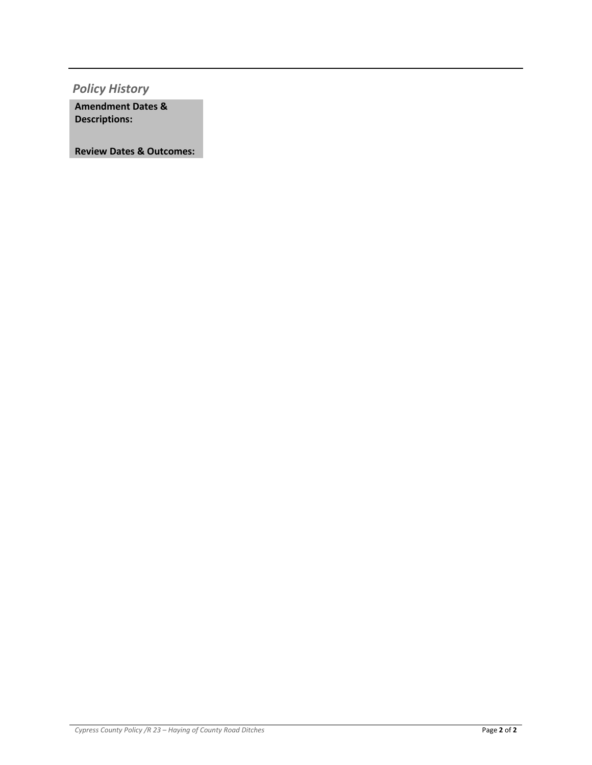## *Policy History*

| | |
|---|---|
| **Amendment Dates & Descriptions:** | |
| **Review Dates & Outcomes:** | |